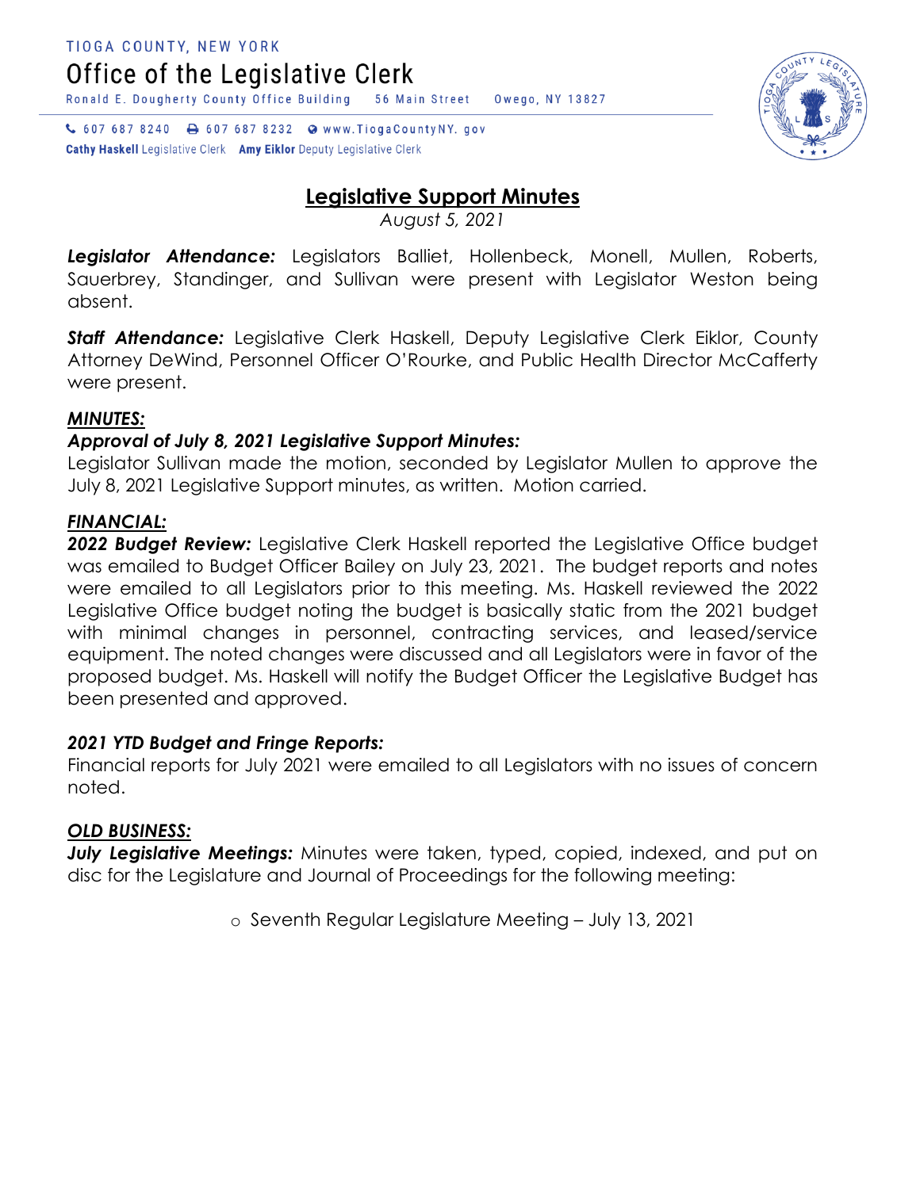TIOGA COUNTY, NEW YORK

# Office of the Legislative Clerk

Ronald E. Dougherty County Office Building    56 Main Street    Owego, NY 13827

607 687 8240    607 687 8232    www.TiogaCountyNY.gov

**Cathy Haskell** Legislative Clerk    **Amy Eiklor** Deputy Legislative Clerk

## Legislative Support Minutes

*August 5, 2021*

***Legislator Attendance:*** Legislators Balliet, Hollenbeck, Monell, Mullen, Roberts, Sauerbrey, Standinger, and Sullivan were present with Legislator Weston being absent.

***Staff Attendance:*** Legislative Clerk Haskell, Deputy Legislative Clerk Eiklor, County Attorney DeWind, Personnel Officer O'Rourke, and Public Health Director McCafferty were present.

***MINUTES:***

***Approval of July 8, 2021 Legislative Support Minutes:***
Legislator Sullivan made the motion, seconded by Legislator Mullen to approve the July 8, 2021 Legislative Support minutes, as written. Motion carried.

***FINANCIAL:***

***2022 Budget Review:*** Legislative Clerk Haskell reported the Legislative Office budget was emailed to Budget Officer Bailey on July 23, 2021. The budget reports and notes were emailed to all Legislators prior to this meeting. Ms. Haskell reviewed the 2022 Legislative Office budget noting the budget is basically static from the 2021 budget with minimal changes in personnel, contracting services, and leased/service equipment. The noted changes were discussed and all Legislators were in favor of the proposed budget. Ms. Haskell will notify the Budget Officer the Legislative Budget has been presented and approved.

***2021 YTD Budget and Fringe Reports:***
Financial reports for July 2021 were emailed to all Legislators with no issues of concern noted.

***OLD BUSINESS:***

***July Legislative Meetings:*** Minutes were taken, typed, copied, indexed, and put on disc for the Legislature and Journal of Proceedings for the following meeting:

- Seventh Regular Legislature Meeting – July 13, 2021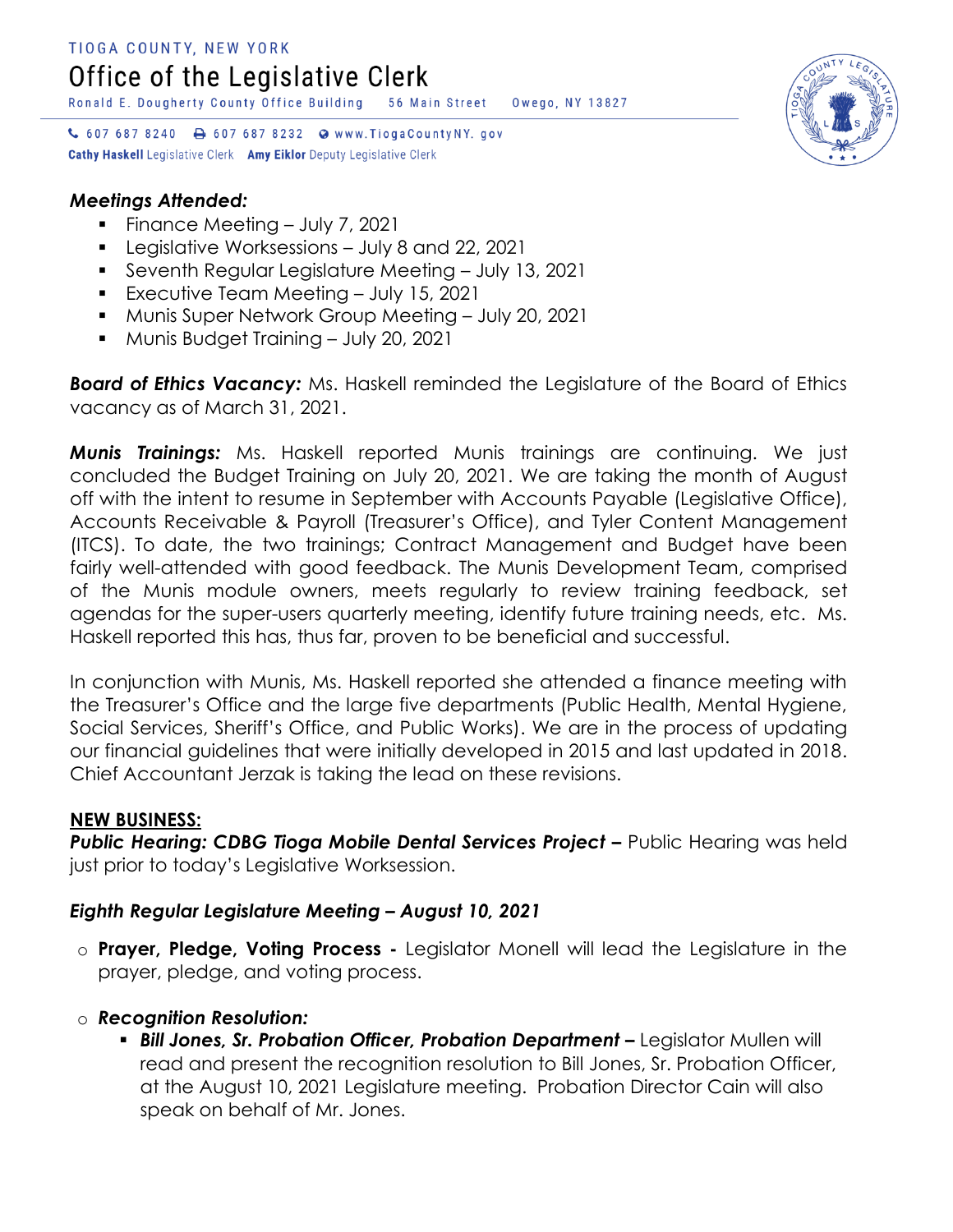TIOGA COUNTY, NEW YORK

# Office of the Legislative Clerk

Ronald E. Dougherty County Office Building 56 Main Street Owego, NY 13827

607 687 8240 607 687 8232 www.TiogaCountyNY.gov

**Cathy Haskell** Legislative Clerk **Amy Eiklor** Deputy Legislative Clerk

***Meetings Attended:***

- Finance Meeting – July 7, 2021
- Legislative Worksessions – July 8 and 22, 2021
- Seventh Regular Legislature Meeting – July 13, 2021
- Executive Team Meeting – July 15, 2021
- Munis Super Network Group Meeting – July 20, 2021
- Munis Budget Training – July 20, 2021

***Board of Ethics Vacancy:*** Ms. Haskell reminded the Legislature of the Board of Ethics vacancy as of March 31, 2021.

***Munis Trainings:*** Ms. Haskell reported Munis trainings are continuing. We just concluded the Budget Training on July 20, 2021. We are taking the month of August off with the intent to resume in September with Accounts Payable (Legislative Office), Accounts Receivable & Payroll (Treasurer's Office), and Tyler Content Management (ITCS). To date, the two trainings; Contract Management and Budget have been fairly well-attended with good feedback. The Munis Development Team, comprised of the Munis module owners, meets regularly to review training feedback, set agendas for the super-users quarterly meeting, identify future training needs, etc. Ms. Haskell reported this has, thus far, proven to be beneficial and successful.

In conjunction with Munis, Ms. Haskell reported she attended a finance meeting with the Treasurer's Office and the large five departments (Public Health, Mental Hygiene, Social Services, Sheriff's Office, and Public Works). We are in the process of updating our financial guidelines that were initially developed in 2015 and last updated in 2018. Chief Accountant Jerzak is taking the lead on these revisions.

**NEW BUSINESS:**

***Public Hearing: CDBG Tioga Mobile Dental Services Project –*** Public Hearing was held just prior to today's Legislative Worksession.

***Eighth Regular Legislature Meeting – August 10, 2021***

- **Prayer, Pledge, Voting Process -** Legislator Monell will lead the Legislature in the prayer, pledge, and voting process.

- ***Recognition Resolution:***
  - ***Bill Jones, Sr. Probation Officer, Probation Department –*** Legislator Mullen will read and present the recognition resolution to Bill Jones, Sr. Probation Officer, at the August 10, 2021 Legislature meeting. Probation Director Cain will also speak on behalf of Mr. Jones.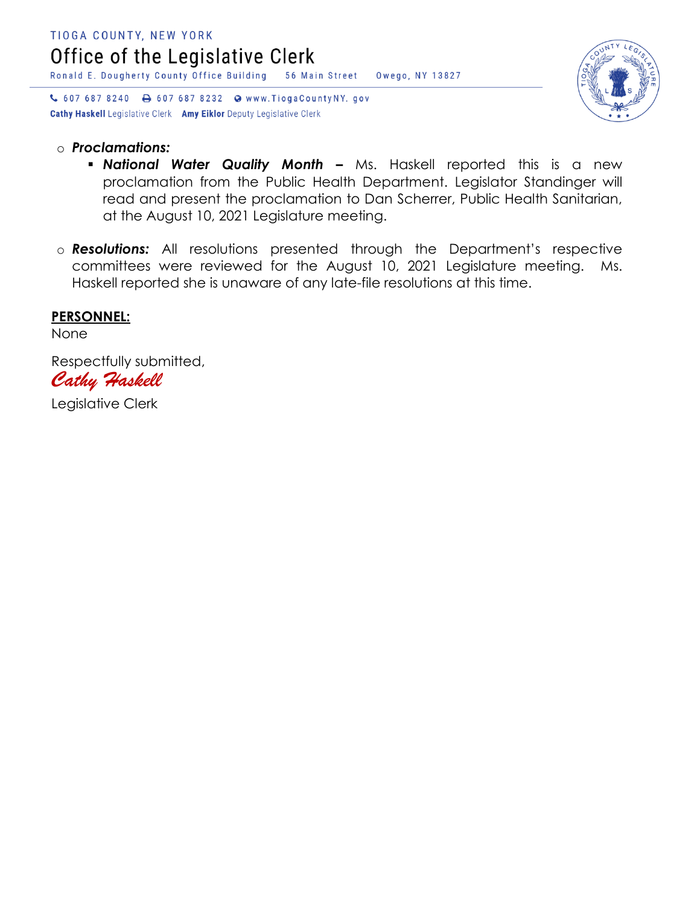- ***Proclamations:***
  - ***National Water Quality Month –*** Ms. Haskell reported this is a new proclamation from the Public Health Department. Legislator Standinger will read and present the proclamation to Dan Scherrer, Public Health Sanitarian, at the August 10, 2021 Legislature meeting.

- ***Resolutions:*** All resolutions presented through the Department's respective committees were reviewed for the August 10, 2021 Legislature meeting. Ms. Haskell reported she is unaware of any late-file resolutions at this time.

**PERSONNEL:**

None

Respectfully submitted,

*Cathy Haskell*

Legislative Clerk